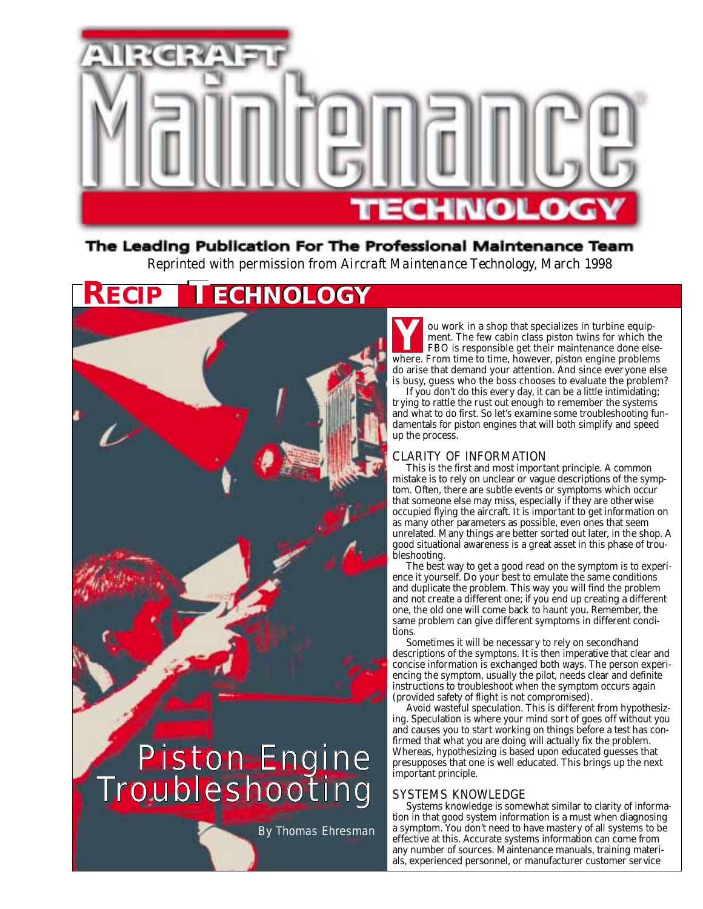# Aircraft Maintenance Technology

**The Leading Publication For The Professional Maintenance Team**

*Reprinted with permission from Aircraft Maintenance Technology, March 1998*

## RECIP TECHNOLOGY

# Piston Engine Troubleshooting

By Thomas Ehresman

You work in a shop that specializes in turbine equipment. The few cabin class piston twins for which the FBO is responsible get their maintenance done elsewhere. From time to time, however, piston engine problems do arise that demand your attention. And since everyone else is busy, guess who the boss chooses to evaluate the problem?

If you don't do this every day, it can be a little intimidating; trying to rattle the rust out enough to remember the systems and what to do first. So let's examine some troubleshooting fundamentals for piston engines that will both simplify and speed up the process.

### CLARITY OF INFORMATION

This is the first and most important principle. A common mistake is to rely on unclear or vague descriptions of the symptom. Often, there are subtle events or symptoms which occur that someone else may miss, especially if they are otherwise occupied flying the aircraft. It is important to get information on as many other parameters as possible, even ones that seem unrelated. Many things are better sorted out later, in the shop. A good situational awareness is a great asset in this phase of troubleshooting.

The best way to get a good read on the symptom is to experience it yourself. Do your best to emulate the same conditions and duplicate the problem. This way you will find the problem and not create a different one; if you end up creating a different one, the old one will come back to haunt you. Remember, the same problem can give different symptoms in different conditions.

Sometimes it will be necessary to rely on secondhand descriptions of the symptons. It is then imperative that clear and concise information is exchanged both ways. The person experiencing the symptom, usually the pilot, needs clear and definite instructions to troubleshoot when the symptom occurs again (provided safety of flight is not compromised).

Avoid wasteful speculation. This is different from hypothesizing. Speculation is where your mind sort of goes off without you and causes you to start working on things before a test has confirmed that what you are doing will actually fix the problem. Whereas, hypothesizing is based upon educated guesses that presupposes that one is well educated. This brings up the next important principle.

### SYSTEMS KNOWLEDGE

Systems knowledge is somewhat similar to clarity of information in that good system information is a must when diagnosing a symptom. You don't need to have mastery of all systems to be effective at this. Accurate systems information can come from any number of sources. Maintenance manuals, training materials, experienced personnel, or manufacturer customer service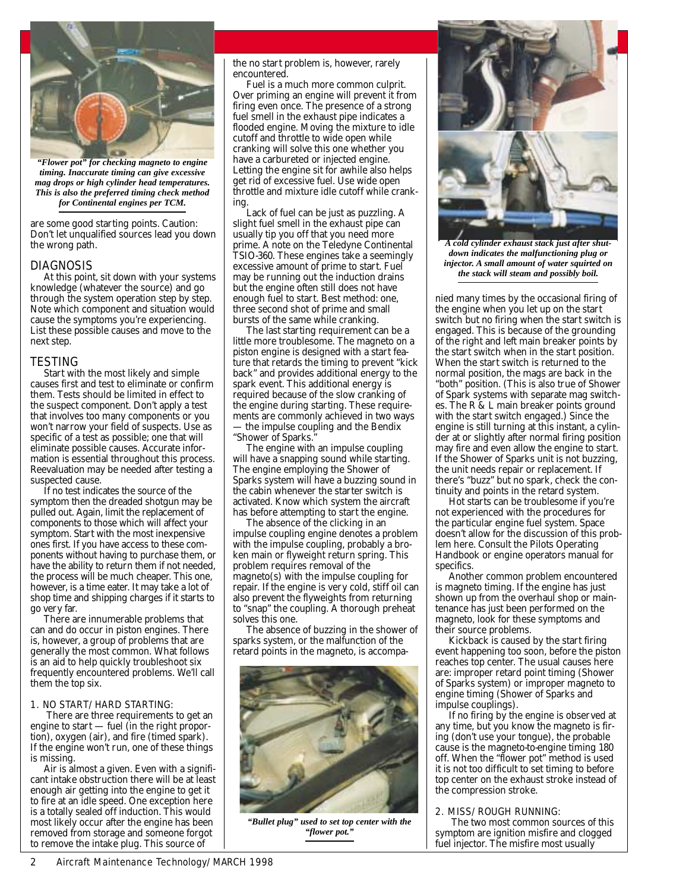*"Flower pot" for checking magneto to engine timing. Inaccurate timing can give excessive mag drops or high cylinder head temperatures. This is also the preferred timing check method for Continental engines per TCM.*

are some good starting points. Caution: Don't let unqualified sources lead you down the wrong path.

## DIAGNOSIS

At this point, sit down with your systems knowledge (whatever the source) and go through the system operation step by step. Note which component and situation would cause the symptoms you're experiencing. List these possible causes and move to the next step.

## TESTING

Start with the most likely and simple causes first and test to eliminate or confirm them. Tests should be limited in effect to the suspect component. Don't apply a test that involves too many components or you won't narrow your field of suspects. Use as specific of a test as possible; one that will eliminate possible causes. Accurate information is essential throughout this process. Reevaluation may be needed after testing a suspected cause.

If no test indicates the source of the symptom then the dreaded shotgun may be pulled out. Again, limit the replacement of components to those which will affect your symptom. Start with the most inexpensive ones first. If you have access to these components without having to purchase them, or have the ability to return them if not needed, the process will be much cheaper. This one, however, is a time eater. It may take a lot of shop time and shipping charges if it starts to go very far.

There are innumerable problems that can and do occur in piston engines. There is, however, a group of problems that are generally the most common. What follows is an aid to help quickly troubleshoot six frequently encountered problems. We'll call them the top six.

### 1. NO START/HARD STARTING:

There are three requirements to get an engine to start — fuel (in the right proportion), oxygen (air), and fire (timed spark). If the engine won't run, one of these things is missing.

Air is almost a given. Even with a significant intake obstruction there will be at least enough air getting into the engine to get it to fire at an idle speed. One exception here is a totally sealed off induction. This would most likely occur after the engine has been removed from storage and someone forgot to remove the intake plug. This source of the no start problem is, however, rarely encountered.

Fuel is a much more common culprit. Over priming an engine will prevent it from firing even once. The presence of a strong fuel smell in the exhaust pipe indicates a flooded engine. Moving the mixture to idle cutoff and throttle to wide open while cranking will solve this one whether you have a carbureted or injected engine. Letting the engine sit for awhile also helps get rid of excessive fuel. Use wide open throttle and mixture idle cutoff while cranking.

Lack of fuel can be just as puzzling. A slight fuel smell in the exhaust pipe can usually tip you off that you need more prime. A note on the Teledyne Continental TSIO-360. These engines take a seemingly excessive amount of prime to start. Fuel may be running out the induction drains but the engine often still does not have enough fuel to start. Best method: one, three second shot of prime and small bursts of the same while cranking.

The last starting requirement can be a little more troublesome. The magneto on a piston engine is designed with a start feature that retards the timing to prevent "kick back" and provides additional energy to the spark event. This additional energy is required because of the slow cranking of the engine during starting. These requirements are commonly achieved in two ways — the impulse coupling and the Bendix "Shower of Sparks."

The engine with an impulse coupling will have a snapping sound while starting. The engine employing the Shower of Sparks system will have a buzzing sound in the cabin whenever the starter switch is activated. Know which system the aircraft has before attempting to start the engine.

The absence of the clicking in an impulse coupling engine denotes a problem with the impulse coupling, probably a broken main or flyweight return spring. This problem requires removal of the magneto(s) with the impulse coupling for repair. If the engine is very cold, stiff oil can also prevent the flyweights from returning to "snap" the coupling. A thorough preheat solves this one.

The absence of buzzing in the shower of sparks system, or the malfunction of the retard points in the magneto, is accompanied many times by the occasional firing of the engine when you let up on the start switch but no firing when the start switch is engaged. This is because of the grounding of the right and left main breaker points by the start switch when in the start position. When the start switch is returned to the normal position, the mags are back in the "both" position. (This is also true of Shower of Spark systems with separate mag switches. The R & L main breaker points ground with the start switch engaged.) Since the engine is still turning at this instant, a cylinder at or slightly after normal firing position may fire and even allow the engine to start. If the Shower of Sparks unit is not buzzing, the unit needs repair or replacement. If there's "buzz" but no spark, check the continuity and points in the retard system.

*"Bullet plug" used to set top center with the "flower pot."*

*A cold cylinder exhaust stack just after shutdown indicates the malfunctioning plug or injector. A small amount of water squirted on the stack will steam and possibly boil.*

Hot starts can be troublesome if you're not experienced with the procedures for the particular engine fuel system. Space doesn't allow for the discussion of this problem here. Consult the Pilots Operating Handbook or engine operators manual for specifics.

Another common problem encountered is magneto timing. If the engine has just shown up from the overhaul shop or maintenance has just been performed on the magneto, look for these symptoms and their source problems.

Kickback is caused by the start firing event happening too soon, before the piston reaches top center. The usual causes here are: improper retard point timing (Shower of Sparks system) or improper magneto to engine timing (Shower of Sparks and impulse couplings).

If no firing by the engine is observed at any time, but you know the magneto is firing (don't use your tongue), the probable cause is the magneto-to-engine timing 180 off. When the "flower pot" method is used it is not too difficult to set timing to before top center on the exhaust stroke instead of the compression stroke.

### 2. MISS/ROUGH RUNNING:

The two most common sources of this symptom are ignition misfire and clogged fuel injector. The misfire most usually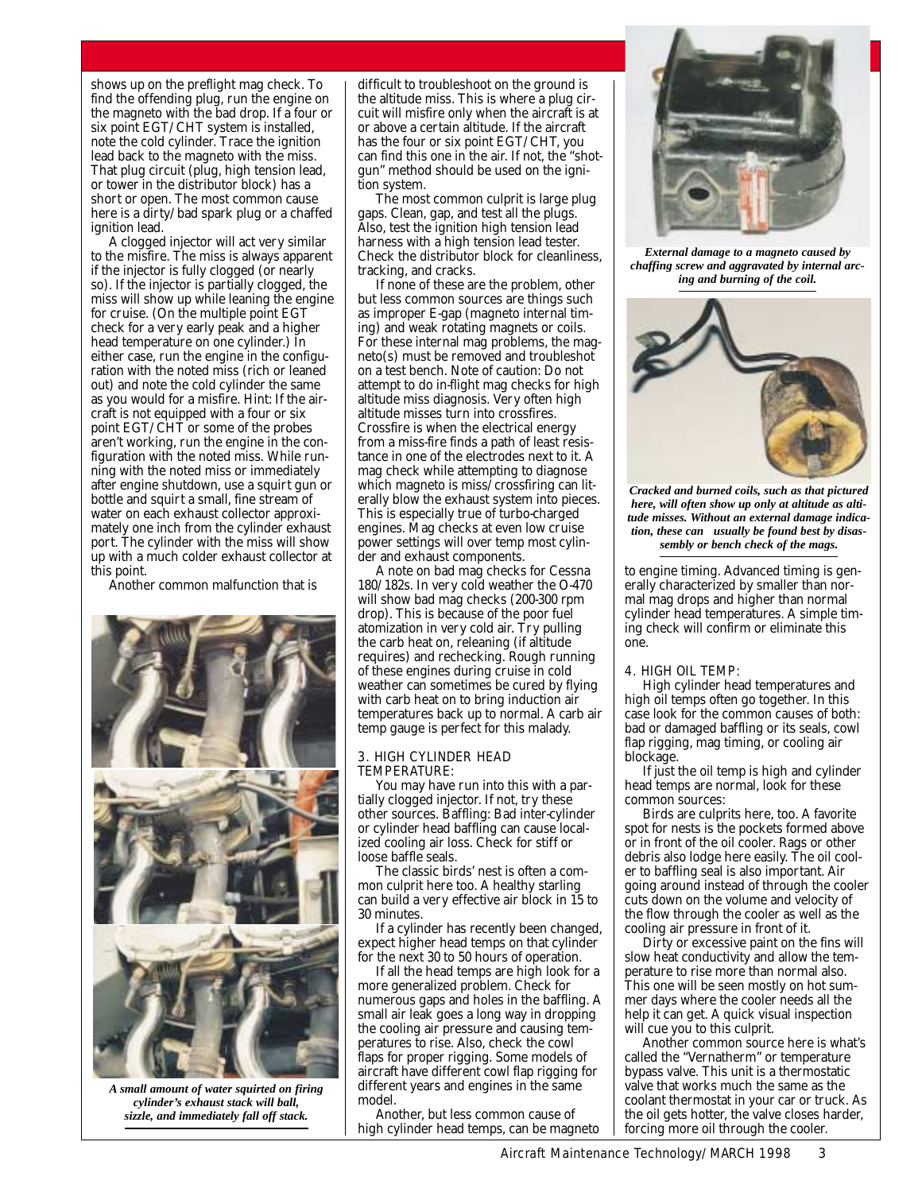shows up on the preflight mag check. To find the offending plug, run the engine on the magneto with the bad drop. If a four or six point EGT/CHT system is installed, note the cold cylinder. Trace the ignition lead back to the magneto with the miss. That plug circuit (plug, high tension lead, or tower in the distributor block) has a short or open. The most common cause here is a dirty/bad spark plug or a chaffed ignition lead.

A clogged injector will act very similar to the misfire. The miss is always apparent if the injector is fully clogged (or nearly so). If the injector is partially clogged, the miss will show up while leaning the engine for cruise. (On the multiple point EGT check for a very early peak and a higher head temperature on one cylinder.) In either case, run the engine in the configuration with the noted miss (rich or leaned out) and note the cold cylinder the same as you would for a misfire. Hint: If the aircraft is not equipped with a four or six point EGT/CHT or some of the probes aren't working, run the engine in the configuration with the noted miss. While running with the noted miss or immediately after engine shutdown, use a squirt gun or bottle and squirt a small, fine stream of water on each exhaust collector approximately one inch from the cylinder exhaust port. The cylinder with the miss will show up with a much colder exhaust collector at this point.

Another common malfunction that is difficult to troubleshoot on the ground is the altitude miss. This is where a plug circuit will misfire only when the aircraft is at or above a certain altitude. If the aircraft has the four or six point EGT/CHT, you can find this one in the air. If not, the "shotgun" method should be used on the ignition system.

*A small amount of water squirted on firing cylinder's exhaust stack will ball, sizzle, and immediately fall off stack.*

The most common culprit is large plug gaps. Clean, gap, and test all the plugs. Also, test the ignition high tension lead harness with a high tension lead tester. Check the distributor block for cleanliness, tracking, and cracks.

If none of these are the problem, other but less common sources are things such as improper E-gap (magneto internal timing) and weak rotating magnets or coils. For these internal mag problems, the magneto(s) must be removed and troubleshoot on a test bench. Note of caution: Do not attempt to do in-flight mag checks for high altitude miss diagnosis. Very often high altitude misses turn into crossfires. Crossfire is when the electrical energy from a miss-fire finds a path of least resistance in one of the electrodes next to it. A mag check while attempting to diagnose which magneto is miss/crossfiring can literally blow the exhaust system into pieces. This is especially true of turbo-charged engines. Mag checks at even low cruise power settings will over temp most cylinder and exhaust components.

A note on bad mag checks for Cessna 180/182s. In very cold weather the O-470 will show bad mag checks (200-300 rpm drop). This is because of the poor fuel atomization in very cold air. Try pulling the carb heat on, releaning (if altitude requires) and rechecking. Rough running of these engines during cruise in cold weather can sometimes be cured by flying with carb heat on to bring induction air temperatures back up to normal. A carb air temp gauge is perfect for this malady.

### 3. HIGH CYLINDER HEAD TEMPERATURE:

You may have run into this with a partially clogged injector. If not, try these other sources. Baffling: Bad inter-cylinder or cylinder head baffling can cause localized cooling air loss. Check for stiff or loose baffle seals.

The classic birds' nest is often a common culprit here too. A healthy starling can build a very effective air block in 15 to 30 minutes.

If a cylinder has recently been changed, expect higher head temps on that cylinder for the next 30 to 50 hours of operation.

If all the head temps are high look for a more generalized problem. Check for numerous gaps and holes in the baffling. A small air leak goes a long way in dropping the cooling air pressure and causing temperatures to rise. Also, check the cowl flaps for proper rigging. Some models of aircraft have different cowl flap rigging for different years and engines in the same model.

Another, but less common cause of high cylinder head temps, can be magneto to engine timing. Advanced timing is generally characterized by smaller than normal mag drops and higher than normal cylinder head temperatures. A simple timing check will confirm or eliminate this one.

*External damage to a magneto caused by chaffing screw and aggravated by internal arcing and burning of the coil.*

*Cracked and burned coils, such as that pictured here, will often show up only at altitude as altitude misses. Without an external damage indication, these can usually be found best by disassembly or bench check of the mags.*

### 4. HIGH OIL TEMP:

High cylinder head temperatures and high oil temps often go together. In this case look for the common causes of both: bad or damaged baffling or its seals, cowl flap rigging, mag timing, or cooling air blockage.

If just the oil temp is high and cylinder head temps are normal, look for these common sources:

Birds are culprits here, too. A favorite spot for nests is the pockets formed above or in front of the oil cooler. Rags or other debris also lodge here easily. The oil cooler to baffling seal is also important. Air going around instead of through the cooler cuts down on the volume and velocity of the flow through the cooler as well as the cooling air pressure in front of it.

Dirty or excessive paint on the fins will slow heat conductivity and allow the temperature to rise more than normal also. This one will be seen mostly on hot summer days where the cooler needs all the help it can get. A quick visual inspection will cue you to this culprit.

Another common source here is what's called the "Vernatherm" or temperature bypass valve. This unit is a thermostatic valve that works much the same as the coolant thermostat in your car or truck. As the oil gets hotter, the valve closes harder, forcing more oil through the cooler.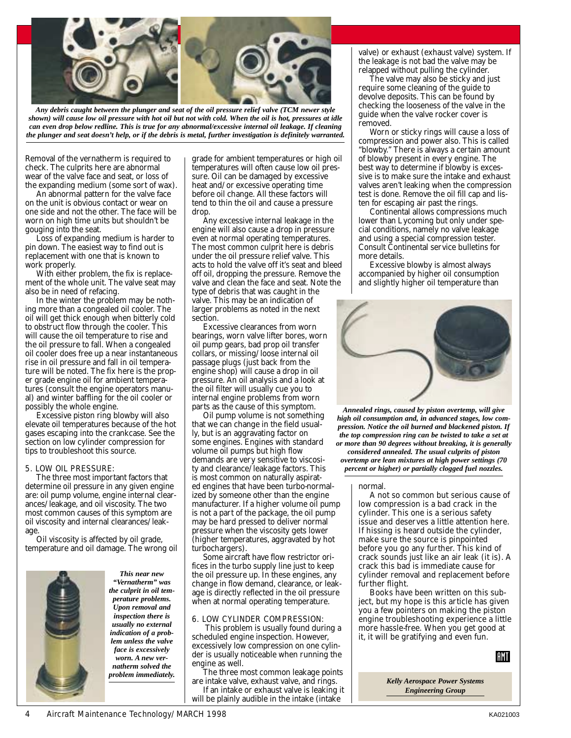*Any debris caught between the plunger and seat of the oil pressure relief valve (TCM newer style shown) will cause low oil pressure with hot oil but not with cold. When the oil is hot, pressures at idle can even drop below redline. This is true for any abnormal/excessive internal oil leakage. If cleaning the plunger and seat doesn't help, or if the debris is metal, further investigation is definitely warranted.*

Removal of the vernatherm is required to check. The culprits here are abnormal wear of the valve face and seat, or loss of the expanding medium (some sort of wax).

An abnormal pattern for the valve face on the unit is obvious contact or wear on one side and not the other. The face will be worn on high time units but shouldn't be gouging into the seat.

Loss of expanding medium is harder to pin down. The easiest way to find out is replacement with one that is known to work properly.

With either problem, the fix is replacement of the whole unit. The valve seat may also be in need of refacing.

In the winter the problem may be nothing more than a congealed oil cooler. The oil will get thick enough when bitterly cold to obstruct flow through the cooler. This will cause the oil temperature to rise and the oil pressure to fall. When a congealed oil cooler does free up a near instantaneous rise in oil pressure and fall in oil temperature will be noted. The fix here is the proper grade engine oil for ambient temperatures (consult the engine operators manual) and winter baffling for the oil cooler or possibly the whole engine.

Excessive piston ring blowby will also elevate oil temperatures because of the hot gases escaping into the crankcase. See the section on low cylinder compression for tips to troubleshoot this source.

*This near new "Vernatherm" was the culprit in oil temperature problems. Upon removal and inspection there is usually no external indication of a problem unless the valve face is excessively worn. A new vernatherm solved the problem immediately.*

### 5. LOW OIL PRESSURE:

The three most important factors that determine oil pressure in any given engine are: oil pump volume, engine internal clearances/leakage, and oil viscosity. The two most common causes of this symptom are oil viscosity and internal clearances/leakage.

Oil viscosity is affected by oil grade, temperature and oil damage. The wrong oil grade for ambient temperatures or high oil temperatures will often cause low oil pressure. Oil can be damaged by excessive heat and/or excessive operating time before oil change. All these factors will tend to thin the oil and cause a pressure drop.

Any excessive internal leakage in the engine will also cause a drop in pressure even at normal operating temperatures. The most common culprit here is debris under the oil pressure relief valve. This acts to hold the valve off it's seat and bleed off oil, dropping the pressure. Remove the valve and clean the face and seat. Note the type of debris that was caught in the valve. This may be an indication of larger problems as noted in the next section.

Excessive clearances from worn bearings, worn valve lifter bores, worn oil pump gears, bad prop oil transfer collars, or missing/loose internal oil passage plugs (just back from the engine shop) will cause a drop in oil pressure. An oil analysis and a look at the oil filter will usually cue you to internal engine problems from worn parts as the cause of this symptom.

Oil pump volume is not something that we can change in the field usually, but is an aggravating factor on some engines. Engines with standard volume oil pumps but high flow demands are very sensitive to viscosity and clearance/leakage factors. This is most common on naturally aspirated engines that have been turbo-normalized by someone other than the engine manufacturer. If a higher volume oil pump is not a part of the package, the oil pump may be hard pressed to deliver normal pressure when the viscosity gets lower (higher temperatures, aggravated by hot turbochargers).

Some aircraft have flow restrictor orifices in the turbo supply line just to keep the oil pressure up. In these engines, any change in flow demand, clearance, or leakage is directly reflected in the oil pressure when at normal operating temperature.

### 6. LOW CYLINDER COMPRESSION:

This problem is usually found during a scheduled engine inspection. However, excessively low compression on one cylinder is usually noticeable when running the engine as well.

The three most common leakage points are intake valve, exhaust valve, and rings.

If an intake or exhaust valve is leaking it will be plainly audible in the intake (intake valve) or exhaust (exhaust valve) system. If the leakage is not bad the valve may be relapped without pulling the cylinder.

The valve may also be sticky and just require some cleaning of the guide to devolve deposits. This can be found by checking the looseness of the valve in the guide when the valve rocker cover is removed.

Worn or sticky rings will cause a loss of compression and power also. This is called "blowby." There is always a certain amount of blowby present in every engine. The best way to determine if blowby is excessive is to make sure the intake and exhaust valves aren't leaking when the compression test is done. Remove the oil fill cap and listen for escaping air past the rings.

Continental allows compressions much lower than Lycoming but only under special conditions, namely no valve leakage and using a special compression tester. Consult Continental service bulletins for more details.

Excessive blowby is almost always accompanied by higher oil consumption and slightly higher oil temperature than normal.

*Annealed rings, caused by piston overtemp, will give high oil consumption and, in advanced stages, low compression. Notice the oil burned and blackened piston. If the top compression ring can be twisted to take a set at or more than 90 degrees without breaking, it is generally considered annealed. The usual culprits of piston overtemp are lean mixtures at high power settings (70 percent or higher) or partially clogged fuel nozzles.*

A not so common but serious cause of low compression is a bad crack in the cylinder. This one is a serious safety issue and deserves a little attention here. If hissing is heard outside the cylinder, make sure the source is pinpointed before you go any further. This kind of crack sounds just like an air leak (it is). A crack this bad is immediate cause for cylinder removal and replacement before further flight.

Books have been written on this subject, but my hope is this article has given you a few pointers on making the piston engine troubleshooting experience a little more hassle-free. When you get good at it, it will be gratifying and even fun.

AMT

***Kelly Aerospace Power Systems Engineering Group***